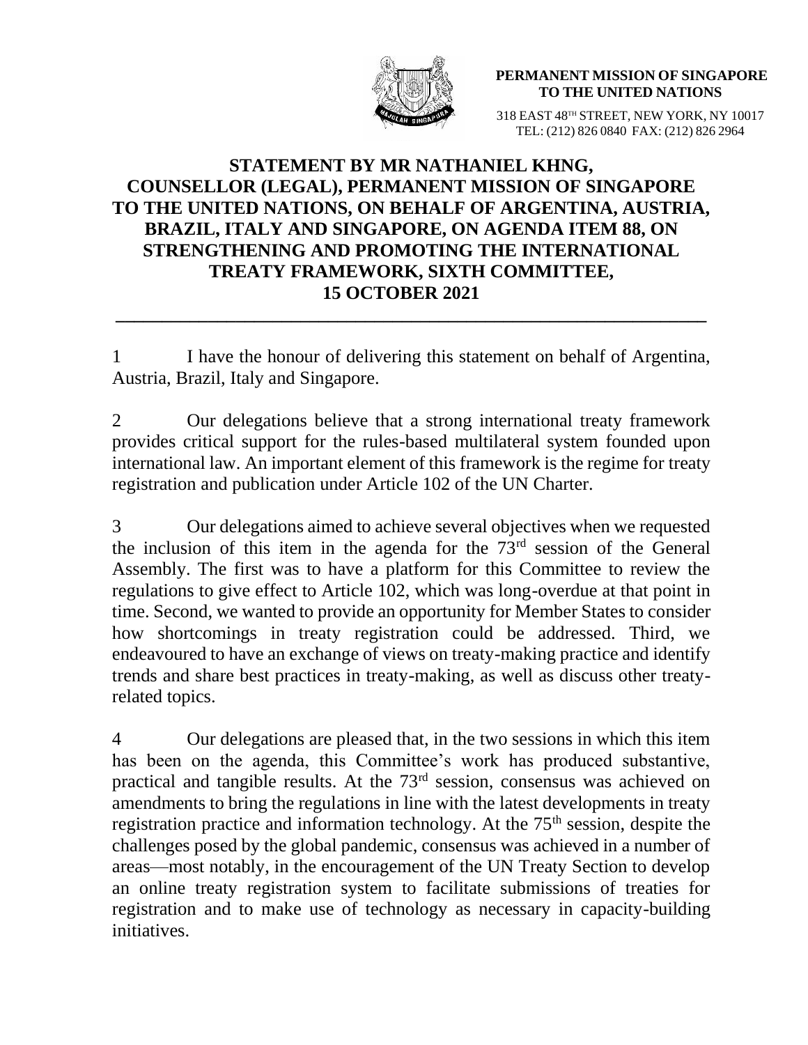**PERMANENT MISSION OF SINGAPORE TO THE UNITED NATIONS**

318 EAST 48TH STREET, NEW YORK, NY 10017
TEL: (212) 826 0840 FAX: (212) 826 2964

# STATEMENT BY MR NATHANIEL KHNG, COUNSELLOR (LEGAL), PERMANENT MISSION OF SINGAPORE TO THE UNITED NATIONS, ON BEHALF OF ARGENTINA, AUSTRIA, BRAZIL, ITALY AND SINGAPORE, ON AGENDA ITEM 88, ON STRENGTHENING AND PROMOTING THE INTERNATIONAL TREATY FRAMEWORK, SIXTH COMMITTEE, 15 OCTOBER 2021

---

1 I have the honour of delivering this statement on behalf of Argentina, Austria, Brazil, Italy and Singapore.

2 Our delegations believe that a strong international treaty framework provides critical support for the rules-based multilateral system founded upon international law. An important element of this framework is the regime for treaty registration and publication under Article 102 of the UN Charter.

3 Our delegations aimed to achieve several objectives when we requested the inclusion of this item in the agenda for the 73rd session of the General Assembly. The first was to have a platform for this Committee to review the regulations to give effect to Article 102, which was long-overdue at that point in time. Second, we wanted to provide an opportunity for Member States to consider how shortcomings in treaty registration could be addressed. Third, we endeavoured to have an exchange of views on treaty-making practice and identify trends and share best practices in treaty-making, as well as discuss other treaty-related topics.

4 Our delegations are pleased that, in the two sessions in which this item has been on the agenda, this Committee's work has produced substantive, practical and tangible results. At the 73rd session, consensus was achieved on amendments to bring the regulations in line with the latest developments in treaty registration practice and information technology. At the 75th session, despite the challenges posed by the global pandemic, consensus was achieved in a number of areas—most notably, in the encouragement of the UN Treaty Section to develop an online treaty registration system to facilitate submissions of treaties for registration and to make use of technology as necessary in capacity-building initiatives.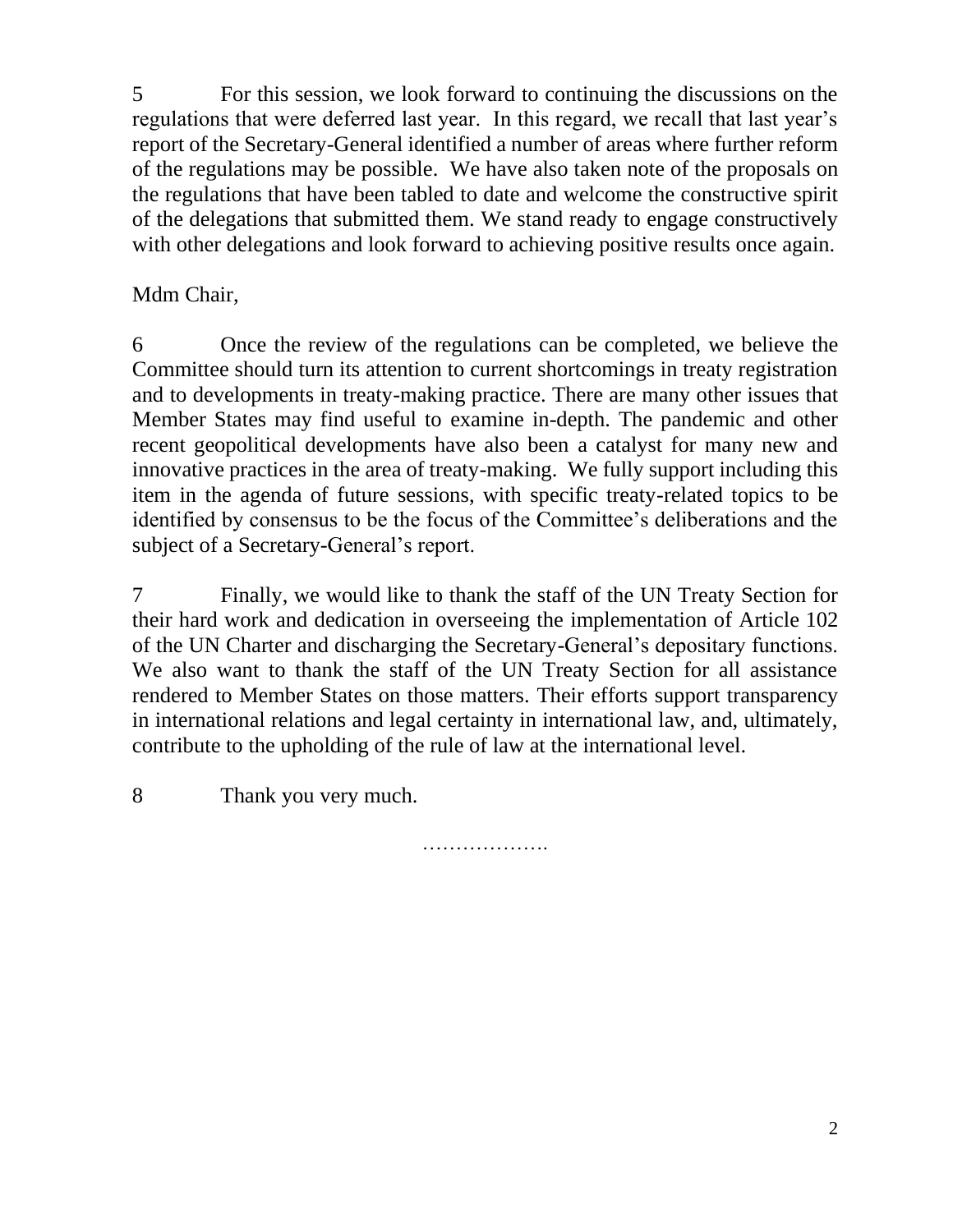5 For this session, we look forward to continuing the discussions on the regulations that were deferred last year. In this regard, we recall that last year's report of the Secretary-General identified a number of areas where further reform of the regulations may be possible. We have also taken note of the proposals on the regulations that have been tabled to date and welcome the constructive spirit of the delegations that submitted them. We stand ready to engage constructively with other delegations and look forward to achieving positive results once again.

Mdm Chair,

6 Once the review of the regulations can be completed, we believe the Committee should turn its attention to current shortcomings in treaty registration and to developments in treaty-making practice. There are many other issues that Member States may find useful to examine in-depth. The pandemic and other recent geopolitical developments have also been a catalyst for many new and innovative practices in the area of treaty-making. We fully support including this item in the agenda of future sessions, with specific treaty-related topics to be identified by consensus to be the focus of the Committee's deliberations and the subject of a Secretary-General's report.

7 Finally, we would like to thank the staff of the UN Treaty Section for their hard work and dedication in overseeing the implementation of Article 102 of the UN Charter and discharging the Secretary-General's depositary functions. We also want to thank the staff of the UN Treaty Section for all assistance rendered to Member States on those matters. Their efforts support transparency in international relations and legal certainty in international law, and, ultimately, contribute to the upholding of the rule of law at the international level.

8 Thank you very much.

……………….